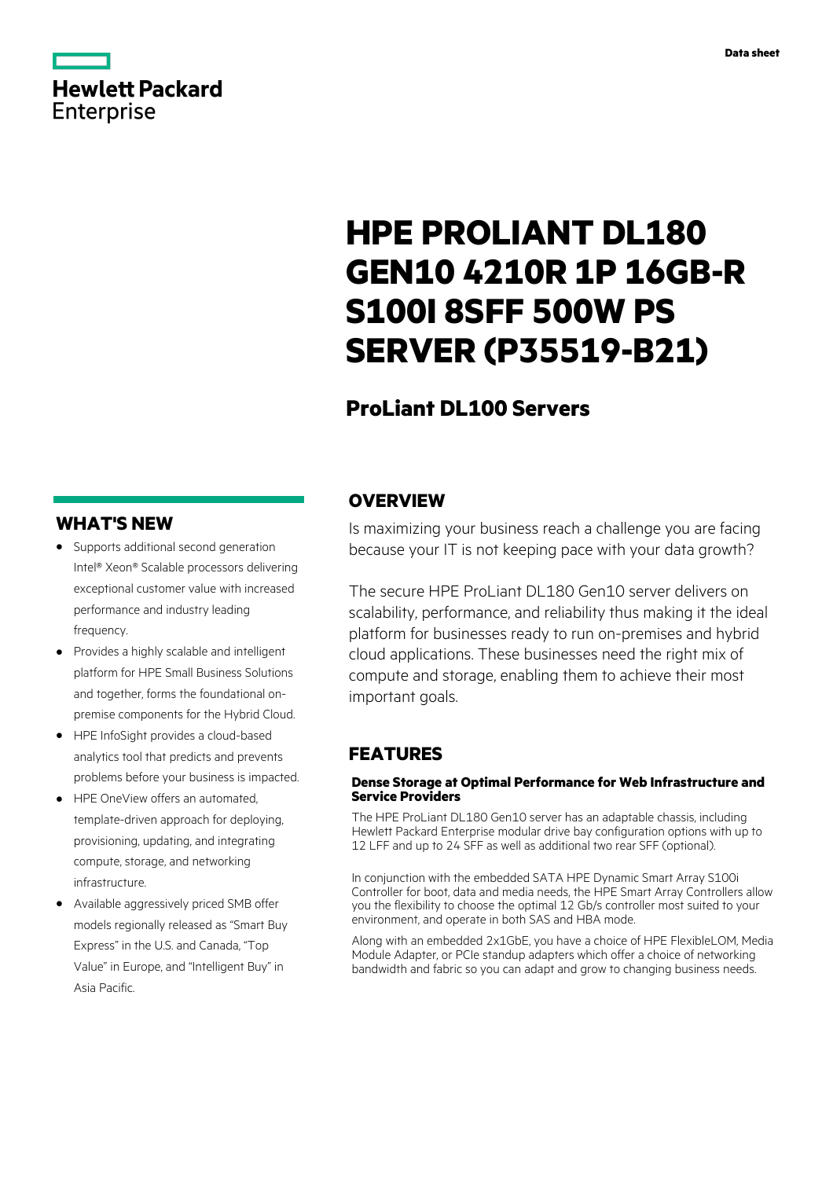Data sheet

Hewlett Packard Enterprise

# HPE PROLIANT DL180 GEN10 4210R 1P 16GB-R S100I 8SFF 500W PS SERVER (P35519-B21)

## ProLiant DL100 Servers

## OVERVIEW

Is maximizing your business reach a challenge you are facing because your IT is not keeping pace with your data growth?

The secure HPE ProLiant DL180 Gen10 server delivers on scalability, performance, and reliability thus making it the ideal platform for businesses ready to run on-premises and hybrid cloud applications. These businesses need the right mix of compute and storage, enabling them to achieve their most important goals.

## WHAT'S NEW

- Supports additional second generation Intel® Xeon® Scalable processors delivering exceptional customer value with increased performance and industry leading frequency.
- Provides a highly scalable and intelligent platform for HPE Small Business Solutions and together, forms the foundational on-premise components for the Hybrid Cloud.
- HPE InfoSight provides a cloud-based analytics tool that predicts and prevents problems before your business is impacted.
- HPE OneView offers an automated, template-driven approach for deploying, provisioning, updating, and integrating compute, storage, and networking infrastructure.
- Available aggressively priced SMB offer models regionally released as "Smart Buy Express" in the U.S. and Canada, "Top Value" in Europe, and "Intelligent Buy" in Asia Pacific.

## FEATURES

### Dense Storage at Optimal Performance for Web Infrastructure and Service Providers

The HPE ProLiant DL180 Gen10 server has an adaptable chassis, including Hewlett Packard Enterprise modular drive bay configuration options with up to 12 LFF and up to 24 SFF as well as additional two rear SFF (optional).

In conjunction with the embedded SATA HPE Dynamic Smart Array S100i Controller for boot, data and media needs, the HPE Smart Array Controllers allow you the flexibility to choose the optimal 12 Gb/s controller most suited to your environment, and operate in both SAS and HBA mode.

Along with an embedded 2x1GbE, you have a choice of HPE FlexibleLOM, Media Module Adapter, or PCIe standup adapters which offer a choice of networking bandwidth and fabric so you can adapt and grow to changing business needs.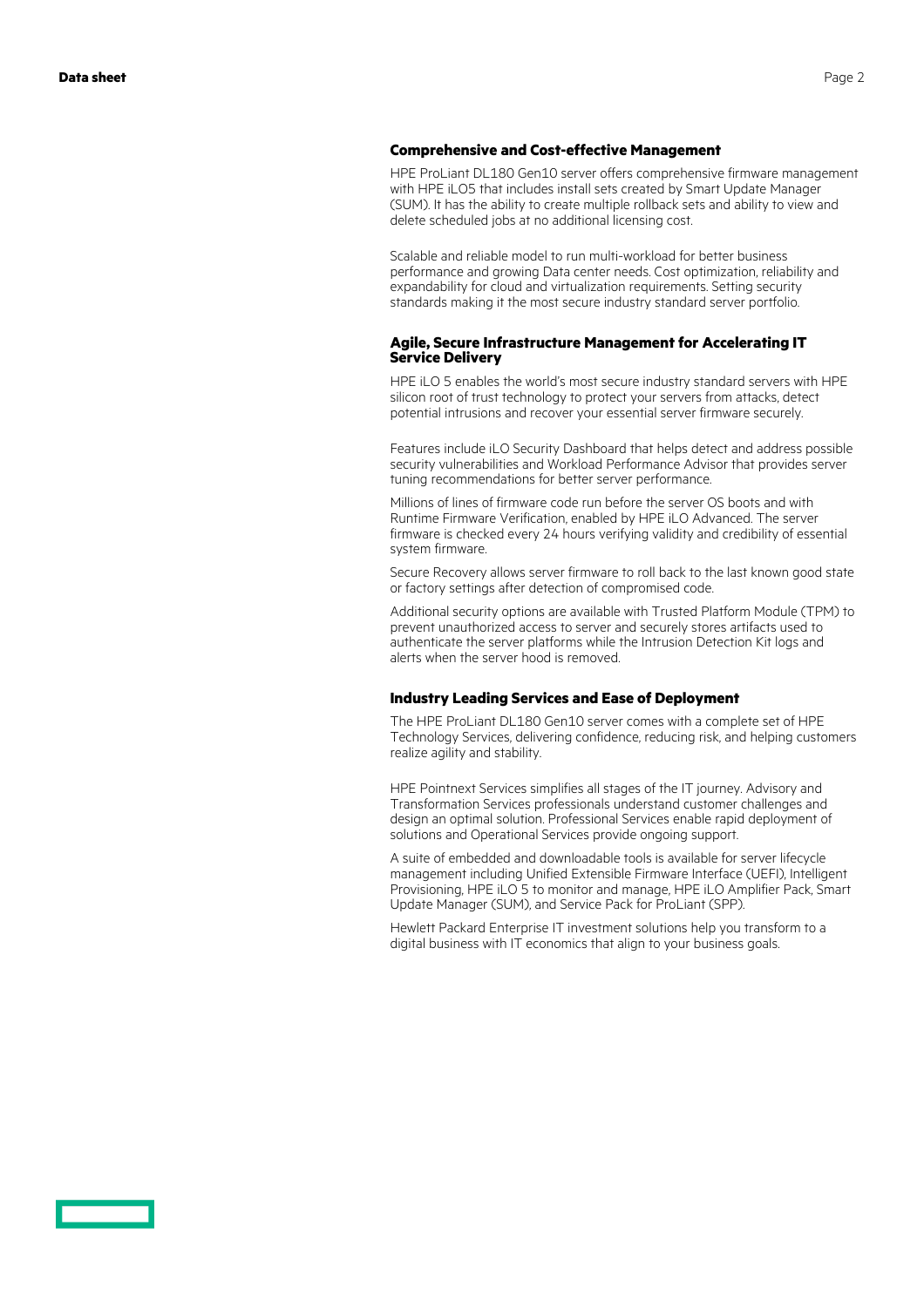### Comprehensive and Cost-effective Management

HPE ProLiant DL180 Gen10 server offers comprehensive firmware management with HPE iLO5 that includes install sets created by Smart Update Manager (SUM). It has the ability to create multiple rollback sets and ability to view and delete scheduled jobs at no additional licensing cost.

Scalable and reliable model to run multi-workload for better business performance and growing Data center needs. Cost optimization, reliability and expandability for cloud and virtualization requirements. Setting security standards making it the most secure industry standard server portfolio.

### Agile, Secure Infrastructure Management for Accelerating IT Service Delivery

HPE iLO 5 enables the world's most secure industry standard servers with HPE silicon root of trust technology to protect your servers from attacks, detect potential intrusions and recover your essential server firmware securely.

Features include iLO Security Dashboard that helps detect and address possible security vulnerabilities and Workload Performance Advisor that provides server tuning recommendations for better server performance.

Millions of lines of firmware code run before the server OS boots and with Runtime Firmware Verification, enabled by HPE iLO Advanced. The server firmware is checked every 24 hours verifying validity and credibility of essential system firmware.

Secure Recovery allows server firmware to roll back to the last known good state or factory settings after detection of compromised code.

Additional security options are available with Trusted Platform Module (TPM) to prevent unauthorized access to server and securely stores artifacts used to authenticate the server platforms while the Intrusion Detection Kit logs and alerts when the server hood is removed.

### Industry Leading Services and Ease of Deployment

The HPE ProLiant DL180 Gen10 server comes with a complete set of HPE Technology Services, delivering confidence, reducing risk, and helping customers realize agility and stability.

HPE Pointnext Services simplifies all stages of the IT journey. Advisory and Transformation Services professionals understand customer challenges and design an optimal solution. Professional Services enable rapid deployment of solutions and Operational Services provide ongoing support.

A suite of embedded and downloadable tools is available for server lifecycle management including Unified Extensible Firmware Interface (UEFI), Intelligent Provisioning, HPE iLO 5 to monitor and manage, HPE iLO Amplifier Pack, Smart Update Manager (SUM), and Service Pack for ProLiant (SPP).

Hewlett Packard Enterprise IT investment solutions help you transform to a digital business with IT economics that align to your business goals.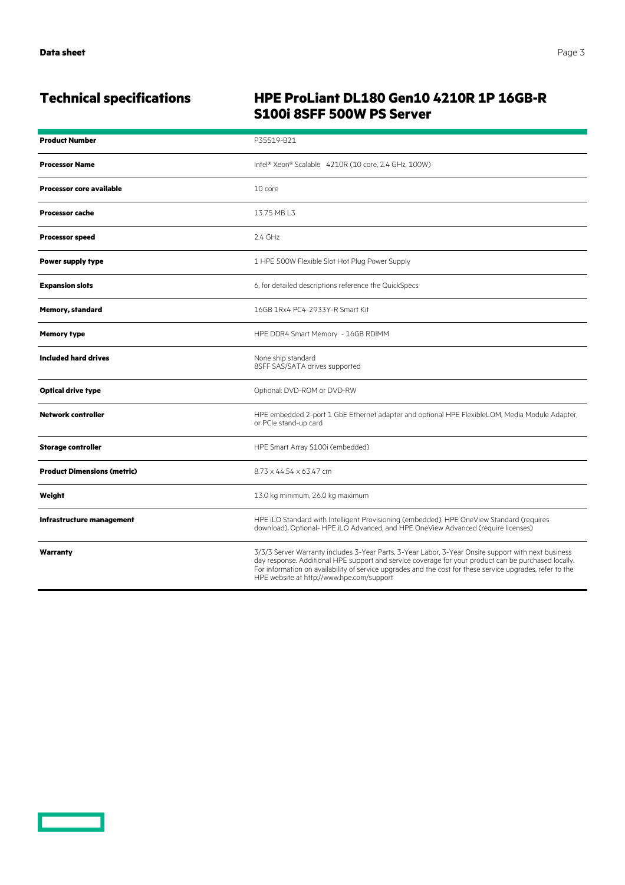## Technical specifications

## HPE ProLiant DL180 Gen10 4210R 1P 16GB-R S100i 8SFF 500W PS Server

| | |
|---|---|
| **Product Number** | P35519-B21 |
| **Processor Name** | Intel® Xeon® Scalable 4210R (10 core, 2.4 GHz, 100W) |
| **Processor core available** | 10 core |
| **Processor cache** | 13.75 MB L3 |
| **Processor speed** | 2.4 GHz |
| **Power supply type** | 1 HPE 500W Flexible Slot Hot Plug Power Supply |
| **Expansion slots** | 6, for detailed descriptions reference the QuickSpecs |
| **Memory, standard** | 16GB 1Rx4 PC4-2933Y-R Smart Kit |
| **Memory type** | HPE DDR4 Smart Memory - 16GB RDIMM |
| **Included hard drives** | None ship standard<br>8SFF SAS/SATA drives supported |
| **Optical drive type** | Optional: DVD-ROM or DVD-RW |
| **Network controller** | HPE embedded 2-port 1 GbE Ethernet adapter and optional HPE FlexibleLOM, Media Module Adapter, or PCIe stand-up card |
| **Storage controller** | HPE Smart Array S100i (embedded) |
| **Product Dimensions (metric)** | 8.73 x 44.54 x 63.47 cm |
| **Weight** | 13.0 kg minimum, 26.0 kg maximum |
| **Infrastructure management** | HPE iLO Standard with Intelligent Provisioning (embedded), HPE OneView Standard (requires download), Optional- HPE iLO Advanced, and HPE OneView Advanced (require licenses) |
| **Warranty** | 3/3/3 Server Warranty includes 3-Year Parts, 3-Year Labor, 3-Year Onsite support with next business day response. Additional HPE support and service coverage for your product can be purchased locally. For information on availability of service upgrades and the cost for these service upgrades, refer to the HPE website at http://www.hpe.com/support |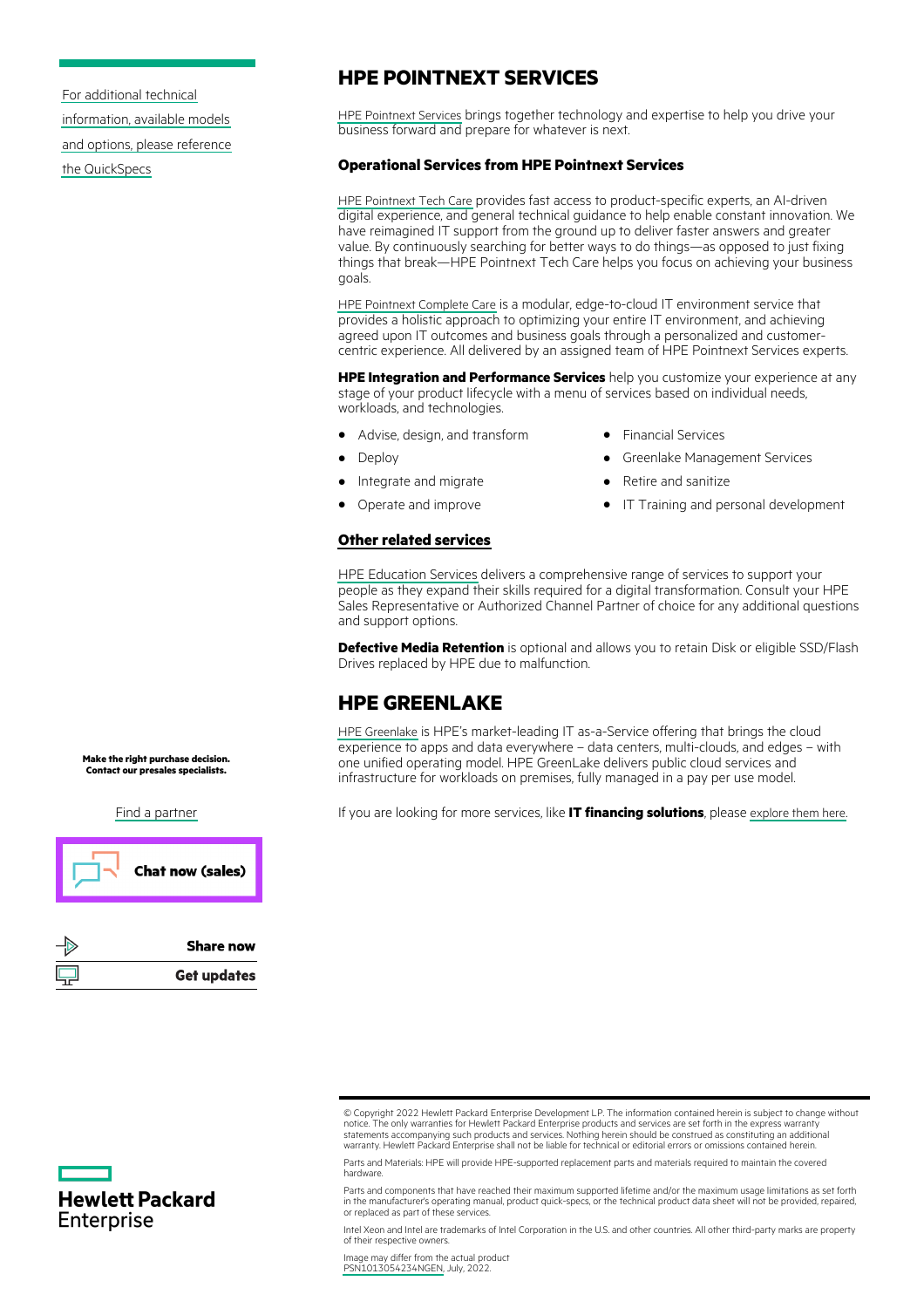For additional technical information, available models and options, please reference the QuickSpecs

## HPE POINTNEXT SERVICES

HPE Pointnext Services brings together technology and expertise to help you drive your business forward and prepare for whatever is next.

### Operational Services from HPE Pointnext Services

HPE Pointnext Tech Care provides fast access to product-specific experts, an AI-driven digital experience, and general technical guidance to help enable constant innovation. We have reimagined IT support from the ground up to deliver faster answers and greater value. By continuously searching for better ways to do things—as opposed to just fixing things that break—HPE Pointnext Tech Care helps you focus on achieving your business goals.

HPE Pointnext Complete Care is a modular, edge-to-cloud IT environment service that provides a holistic approach to optimizing your entire IT environment, and achieving agreed upon IT outcomes and business goals through a personalized and customer-centric experience. All delivered by an assigned team of HPE Pointnext Services experts.

**HPE Integration and Performance Services** help you customize your experience at any stage of your product lifecycle with a menu of services based on individual needs, workloads, and technologies.

- Advise, design, and transform
- Deploy
- Integrate and migrate
- Operate and improve
- Financial Services
- Greenlake Management Services
- Retire and sanitize
- IT Training and personal development

### Other related services

HPE Education Services delivers a comprehensive range of services to support your people as they expand their skills required for a digital transformation. Consult your HPE Sales Representative or Authorized Channel Partner of choice for any additional questions and support options.

**Defective Media Retention** is optional and allows you to retain Disk or eligible SSD/Flash Drives replaced by HPE due to malfunction.

## HPE GREENLAKE

HPE Greenlake is HPE's market-leading IT as-a-Service offering that brings the cloud experience to apps and data everywhere – data centers, multi-clouds, and edges – with one unified operating model. HPE GreenLake delivers public cloud services and infrastructure for workloads on premises, fully managed in a pay per use model.

If you are looking for more services, like **IT financing solutions**, please explore them here.

**Make the right purchase decision. Contact our presales specialists.**

Find a partner

**Chat now (sales)**

**Share now**

**Get updates**

© Copyright 2022 Hewlett Packard Enterprise Development LP. The information contained herein is subject to change without notice. The only warranties for Hewlett Packard Enterprise products and services are set forth in the express warranty statements accompanying such products and services. Nothing herein should be construed as constituting an additional warranty. Hewlett Packard Enterprise shall not be liable for technical or editorial errors or omissions contained herein.

Parts and Materials: HPE will provide HPE-supported replacement parts and materials required to maintain the covered hardware.

Parts and components that have reached their maximum supported lifetime and/or the maximum usage limitations as set forth in the manufacturer's operating manual, product quick-specs, or the technical product data sheet will not be provided, repaired, or replaced as part of these services.

Intel Xeon and Intel are trademarks of Intel Corporation in the U.S. and other countries. All other third-party marks are property of their respective owners.

Image may differ from the actual product
PSN1013054234NGEN, July, 2022.

Hewlett Packard Enterprise